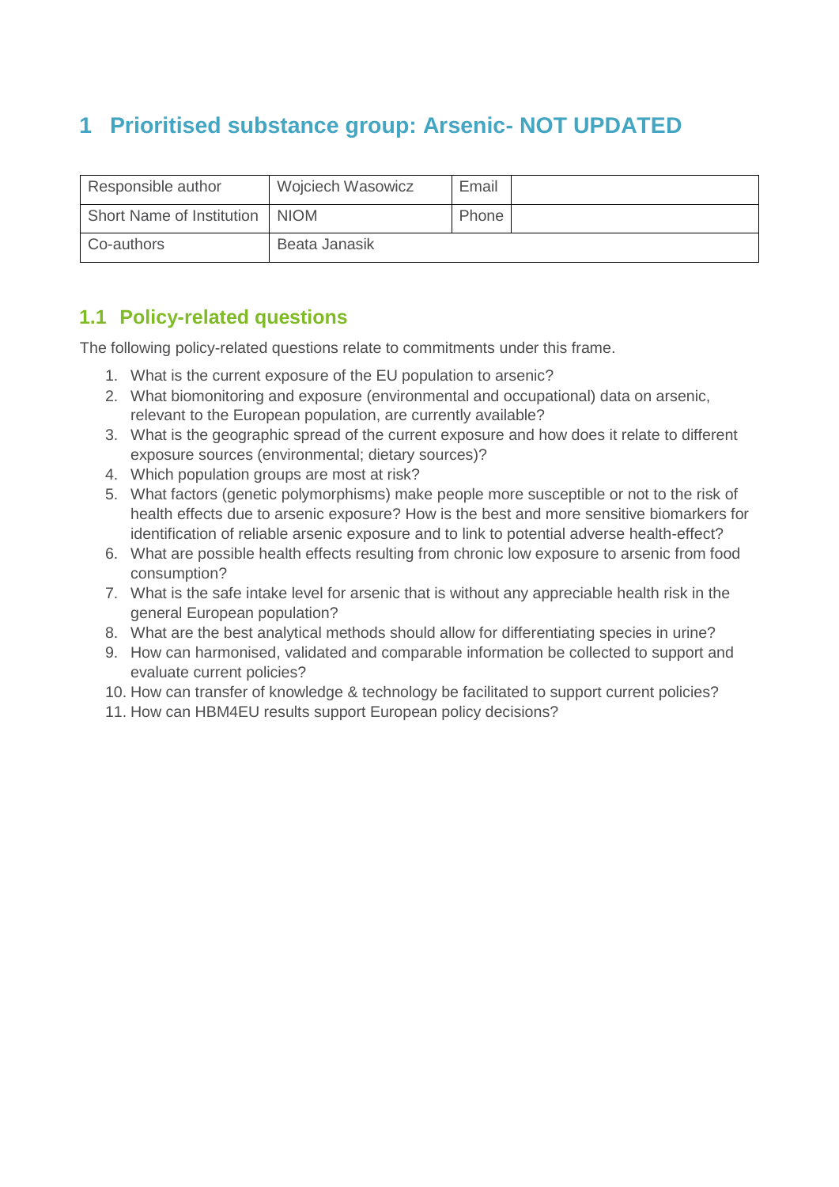# 1 Prioritised substance group: Arsenic- NOT UPDATED

| Responsible author | Wojciech Wasowicz | Email | |
|---|---|---|---|
| Short Name of Institution | NIOM | Phone | |
| Co-authors | Beata Janasik | | |

## 1.1 Policy-related questions

The following policy-related questions relate to commitments under this frame.

1. What is the current exposure of the EU population to arsenic?
2. What biomonitoring and exposure (environmental and occupational) data on arsenic, relevant to the European population, are currently available?
3. What is the geographic spread of the current exposure and how does it relate to different exposure sources (environmental; dietary sources)?
4. Which population groups are most at risk?
5. What factors (genetic polymorphisms) make people more susceptible or not to the risk of health effects due to arsenic exposure? How is the best and more sensitive biomarkers for identification of reliable arsenic exposure and to link to potential adverse health-effect?
6. What are possible health effects resulting from chronic low exposure to arsenic from food consumption?
7. What is the safe intake level for arsenic that is without any appreciable health risk in the general European population?
8. What are the best analytical methods should allow for differentiating species in urine?
9. How can harmonised, validated and comparable information be collected to support and evaluate current policies?
10. How can transfer of knowledge & technology be facilitated to support current policies?
11. How can HBM4EU results support European policy decisions?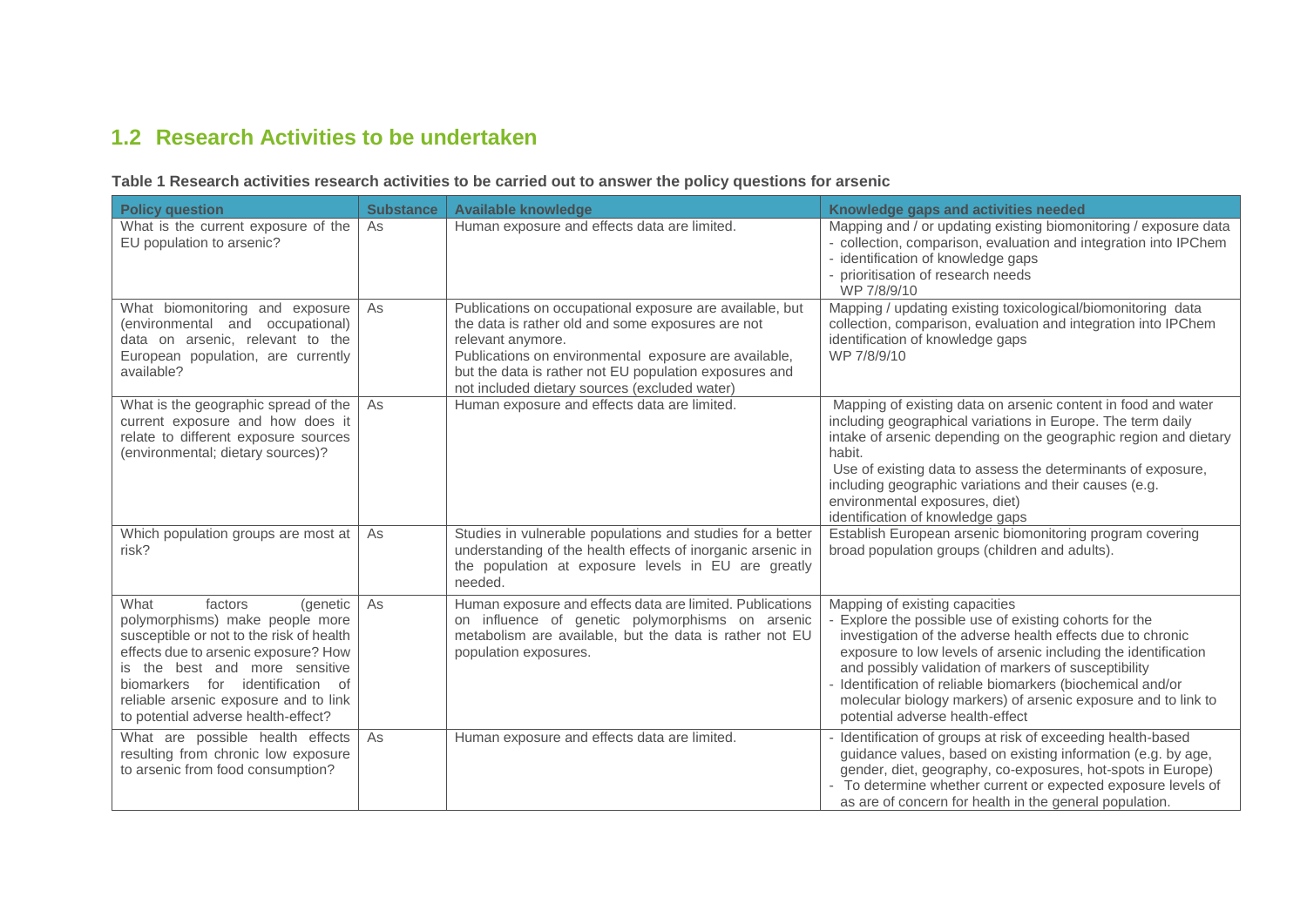## 1.2 Research Activities to be undertaken

**Table 1 Research activities research activities to be carried out to answer the policy questions for arsenic**

| Policy question | Substance | Available knowledge | Knowledge gaps and activities needed |
|---|---|---|---|
| What is the current exposure of the EU population to arsenic? | As | Human exposure and effects data are limited. | Mapping and / or updating existing biomonitoring / exposure data<br>- collection, comparison, evaluation and integration into IPChem<br>- identification of knowledge gaps<br>- prioritisation of research needs<br>WP 7/8/9/10 |
| What biomonitoring and exposure (environmental and occupational) data on arsenic, relevant to the European population, are currently available? | As | Publications on occupational exposure are available, but the data is rather old and some exposures are not relevant anymore.<br>Publications on environmental exposure are available, but the data is rather not EU population exposures and not included dietary sources (excluded water) | Mapping / updating existing toxicological/biomonitoring data collection, comparison, evaluation and integration into IPChem identification of knowledge gaps<br>WP 7/8/9/10 |
| What is the geographic spread of the current exposure and how does it relate to different exposure sources (environmental; dietary sources)? | As | Human exposure and effects data are limited. | Mapping of existing data on arsenic content in food and water including geographical variations in Europe. The term daily intake of arsenic depending on the geographic region and dietary habit.<br>Use of existing data to assess the determinants of exposure, including geographic variations and their causes (e.g. environmental exposures, diet)<br>identification of knowledge gaps |
| Which population groups are most at risk? | As | Studies in vulnerable populations and studies for a better understanding of the health effects of inorganic arsenic in the population at exposure levels in EU are greatly needed. | Establish European arsenic biomonitoring program covering broad population groups (children and adults). |
| What factors (genetic polymorphisms) make people more susceptible or not to the risk of health effects due to arsenic exposure? How is the best and more sensitive biomarkers for identification of reliable arsenic exposure and to link to potential adverse health-effect? | As | Human exposure and effects data are limited. Publications on influence of genetic polymorphisms on arsenic metabolism are available, but the data is rather not EU population exposures. | Mapping of existing capacities<br>- Explore the possible use of existing cohorts for the investigation of the adverse health effects due to chronic exposure to low levels of arsenic including the identification and possibly validation of markers of susceptibility<br>- Identification of reliable biomarkers (biochemical and/or molecular biology markers) of arsenic exposure and to link to potential adverse health-effect |
| What are possible health effects resulting from chronic low exposure to arsenic from food consumption? | As | Human exposure and effects data are limited. | - Identification of groups at risk of exceeding health-based guidance values, based on existing information (e.g. by age, gender, diet, geography, co-exposures, hot-spots in Europe)<br>- To determine whether current or expected exposure levels of as are of concern for health in the general population. |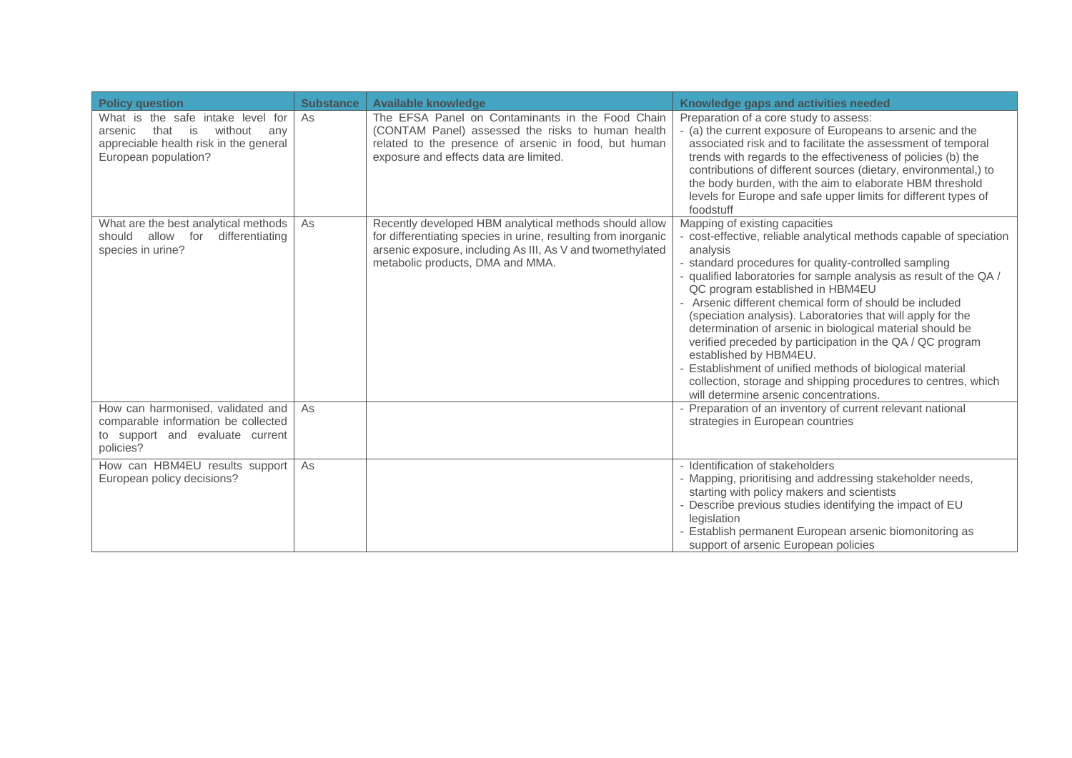| Policy question | Substance | Available knowledge | Knowledge gaps and activities needed |
|---|---|---|---|
| What is the safe intake level for arsenic that is without any appreciable health risk in the general European population? | As | The EFSA Panel on Contaminants in the Food Chain (CONTAM Panel) assessed the risks to human health related to the presence of arsenic in food, but human exposure and effects data are limited. | Preparation of a core study to assess:<br>- (a) the current exposure of Europeans to arsenic and the associated risk and to facilitate the assessment of temporal trends with regards to the effectiveness of policies (b) the contributions of different sources (dietary, environmental,) to the body burden, with the aim to elaborate HBM threshold levels for Europe and safe upper limits for different types of foodstuff |
| What are the best analytical methods should allow for differentiating species in urine? | As | Recently developed HBM analytical methods should allow for differentiating species in urine, resulting from inorganic arsenic exposure, including As III, As V and twomethylated metabolic products, DMA and MMA. | Mapping of existing capacities<br>- cost-effective, reliable analytical methods capable of speciation analysis<br>- standard procedures for quality-controlled sampling<br>- qualified laboratories for sample analysis as result of the QA / QC program established in HBM4EU<br>- Arsenic different chemical form of should be included (speciation analysis). Laboratories that will apply for the determination of arsenic in biological material should be verified preceded by participation in the QA / QC program established by HBM4EU.<br>- Establishment of unified methods of biological material collection, storage and shipping procedures to centres, which will determine arsenic concentrations. |
| How can harmonised, validated and comparable information be collected to support and evaluate current policies? | As | | - Preparation of an inventory of current relevant national strategies in European countries |
| How can HBM4EU results support European policy decisions? | As | | - Identification of stakeholders<br>- Mapping, prioritising and addressing stakeholder needs, starting with policy makers and scientists<br>- Describe previous studies identifying the impact of EU legislation<br>- Establish permanent European arsenic biomonitoring as support of arsenic European policies |